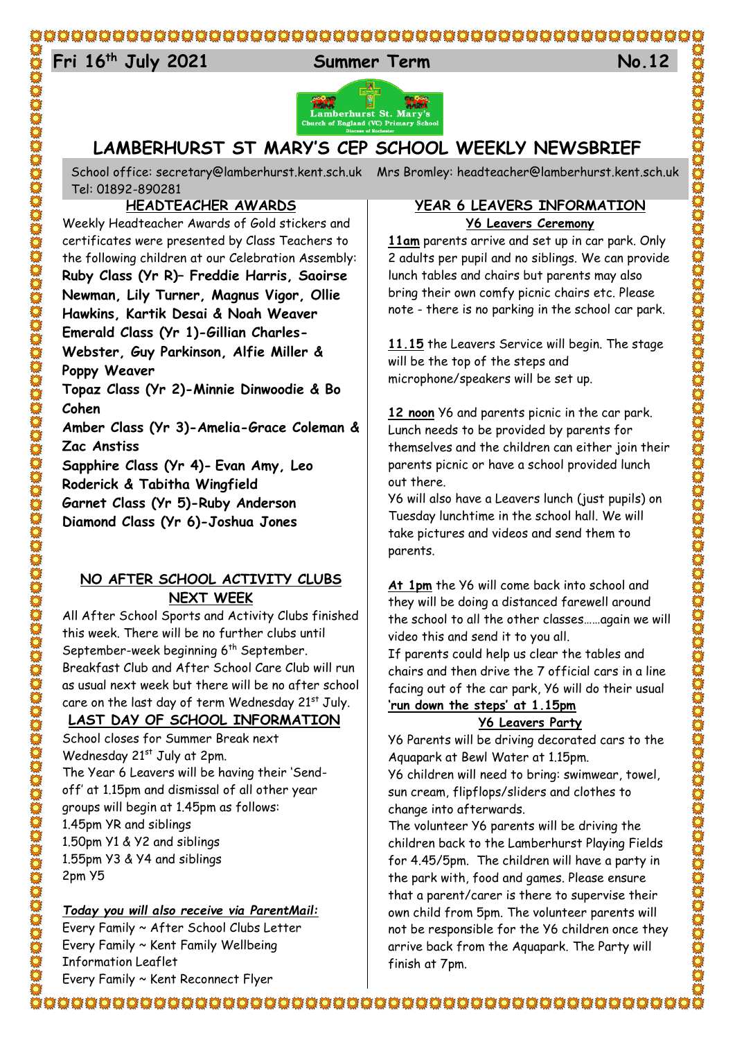**Fri 16th July 2021** **Summer Term** **No.12**

# LAMBERHURST ST MARY'S CEP SCHOOL WEEKLY NEWSBRIEF

School office: secretary@lamberhurst.kent.sch.uk Mrs Bromley: headteacher@lamberhurst.kent.sch.uk
Tel: 01892-890281

## HEADTEACHER AWARDS

Weekly Headteacher Awards of Gold stickers and certificates were presented by Class Teachers to the following children at our Celebration Assembly:

**Ruby Class (Yr R)– Freddie Harris, Saoirse Newman, Lily Turner, Magnus Vigor, Ollie Hawkins, Kartik Desai & Noah Weaver**
**Emerald Class (Yr 1)-Gillian Charles-Webster, Guy Parkinson, Alfie Miller & Poppy Weaver**
**Topaz Class (Yr 2)-Minnie Dinwoodie & Bo Cohen**
**Amber Class (Yr 3)-Amelia-Grace Coleman & Zac Anstiss**
**Sapphire Class (Yr 4)- Evan Amy, Leo Roderick & Tabitha Wingfield**
**Garnet Class (Yr 5)-Ruby Anderson**
**Diamond Class (Yr 6)-Joshua Jones**

## NO AFTER SCHOOL ACTIVITY CLUBS NEXT WEEK

All After School Sports and Activity Clubs finished this week. There will be no further clubs until September-week beginning 6th September. Breakfast Club and After School Care Club will run as usual next week but there will be no after school care on the last day of term Wednesday 21st July.

## LAST DAY OF SCHOOL INFORMATION

School closes for Summer Break next Wednesday 21st July at 2pm.
The Year 6 Leavers will be having their 'Send-off' at 1.15pm and dismissal of all other year groups will begin at 1.45pm as follows:
1.45pm YR and siblings
1.50pm Y1 & Y2 and siblings
1.55pm Y3 & Y4 and siblings
2pm Y5

***Today you will also receive via ParentMail:***
Every Family ~ After School Clubs Letter
Every Family ~ Kent Family Wellbeing Information Leaflet
Every Family ~ Kent Reconnect Flyer

## YEAR 6 LEAVERS INFORMATION

### Y6 Leavers Ceremony

**11am** parents arrive and set up in car park. Only 2 adults per pupil and no siblings. We can provide lunch tables and chairs but parents may also bring their own comfy picnic chairs etc. Please note - there is no parking in the school car park.

**11.15** the Leavers Service will begin. The stage will be the top of the steps and microphone/speakers will be set up.

**12 noon** Y6 and parents picnic in the car park. Lunch needs to be provided by parents for themselves and the children can either join their parents picnic or have a school provided lunch out there.
Y6 will also have a Leavers lunch (just pupils) on Tuesday lunchtime in the school hall. We will take pictures and videos and send them to parents.

**At 1pm** the Y6 will come back into school and they will be doing a distanced farewell around the school to all the other classes……again we will video this and send it to you all.
If parents could help us clear the tables and chairs and then drive the 7 official cars in a line facing out of the car park, Y6 will do their usual **'run down the steps' at 1.15pm**

### Y6 Leavers Party

Y6 Parents will be driving decorated cars to the Aquapark at Bewl Water at 1.15pm.
Y6 children will need to bring: swimwear, towel, sun cream, flipflops/sliders and clothes to change into afterwards.
The volunteer Y6 parents will be driving the children back to the Lamberhurst Playing Fields for 4.45/5pm. The children will have a party in the park with, food and games. Please ensure that a parent/carer is there to supervise their own child from 5pm. The volunteer parents will not be responsible for the Y6 children once they arrive back from the Aquapark. The Party will finish at 7pm.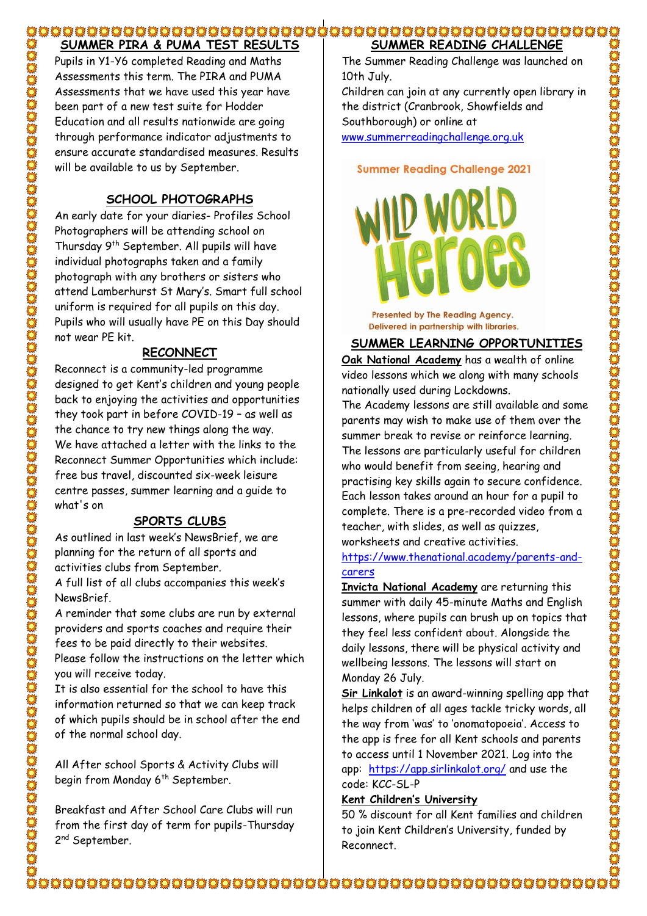## SUMMER PIRA & PUMA TEST RESULTS

Pupils in Y1-Y6 completed Reading and Maths Assessments this term. The PIRA and PUMA Assessments that we have used this year have been part of a new test suite for Hodder Education and all results nationwide are going through performance indicator adjustments to ensure accurate standardised measures. Results will be available to us by September.

## SCHOOL PHOTOGRAPHS

An early date for your diaries- Profiles School Photographers will be attending school on Thursday 9th September. All pupils will have individual photographs taken and a family photograph with any brothers or sisters who attend Lamberhurst St Mary's. Smart full school uniform is required for all pupils on this day. Pupils who will usually have PE on this Day should not wear PE kit.

## RECONNECT

Reconnect is a community-led programme designed to get Kent's children and young people back to enjoying the activities and opportunities they took part in before COVID-19 – as well as the chance to try new things along the way.
We have attached a letter with the links to the Reconnect Summer Opportunities which include: free bus travel, discounted six-week leisure centre passes, summer learning and a guide to what's on

## SPORTS CLUBS

As outlined in last week's NewsBrief, we are planning for the return of all sports and activities clubs from September.
A full list of all clubs accompanies this week's NewsBrief.
A reminder that some clubs are run by external providers and sports coaches and require their fees to be paid directly to their websites.
Please follow the instructions on the letter which you will receive today.
It is also essential for the school to have this information returned so that we can keep track of which pupils should be in school after the end of the normal school day.

All After school Sports & Activity Clubs will begin from Monday 6th September.

Breakfast and After School Care Clubs will run from the first day of term for pupils-Thursday 2nd September.

## SUMMER READING CHALLENGE

The Summer Reading Challenge was launched on 10th July.
Children can join at any currently open library in the district (Cranbrook, Showfields and Southborough) or online at www.summerreadingchallenge.org.uk

Summer Reading Challenge 2021

WILD WORLD Heroes

Presented by The Reading Agency.
Delivered in partnership with libraries.

## SUMMER LEARNING OPPORTUNITIES

**Oak National Academy** has a wealth of online video lessons which we along with many schools nationally used during Lockdowns.
The Academy lessons are still available and some parents may wish to make use of them over the summer break to revise or reinforce learning.
The lessons are particularly useful for children who would benefit from seeing, hearing and practising key skills again to secure confidence.
Each lesson takes around an hour for a pupil to complete. There is a pre-recorded video from a teacher, with slides, as well as quizzes, worksheets and creative activities.
https://www.thenational.academy/parents-and-carers

**Invicta National Academy** are returning this summer with daily 45-minute Maths and English lessons, where pupils can brush up on topics that they feel less confident about. Alongside the daily lessons, there will be physical activity and wellbeing lessons. The lessons will start on Monday 26 July.

**Sir Linkalot** is an award-winning spelling app that helps children of all ages tackle tricky words, all the way from 'was' to 'onomatopoeia'. Access to the app is free for all Kent schools and parents to access until 1 November 2021. Log into the app: https://app.sirlinkalot.org/ and use the code: KCC-SL-P

**Kent Children's University**

50 % discount for all Kent families and children to join Kent Children's University, funded by Reconnect.